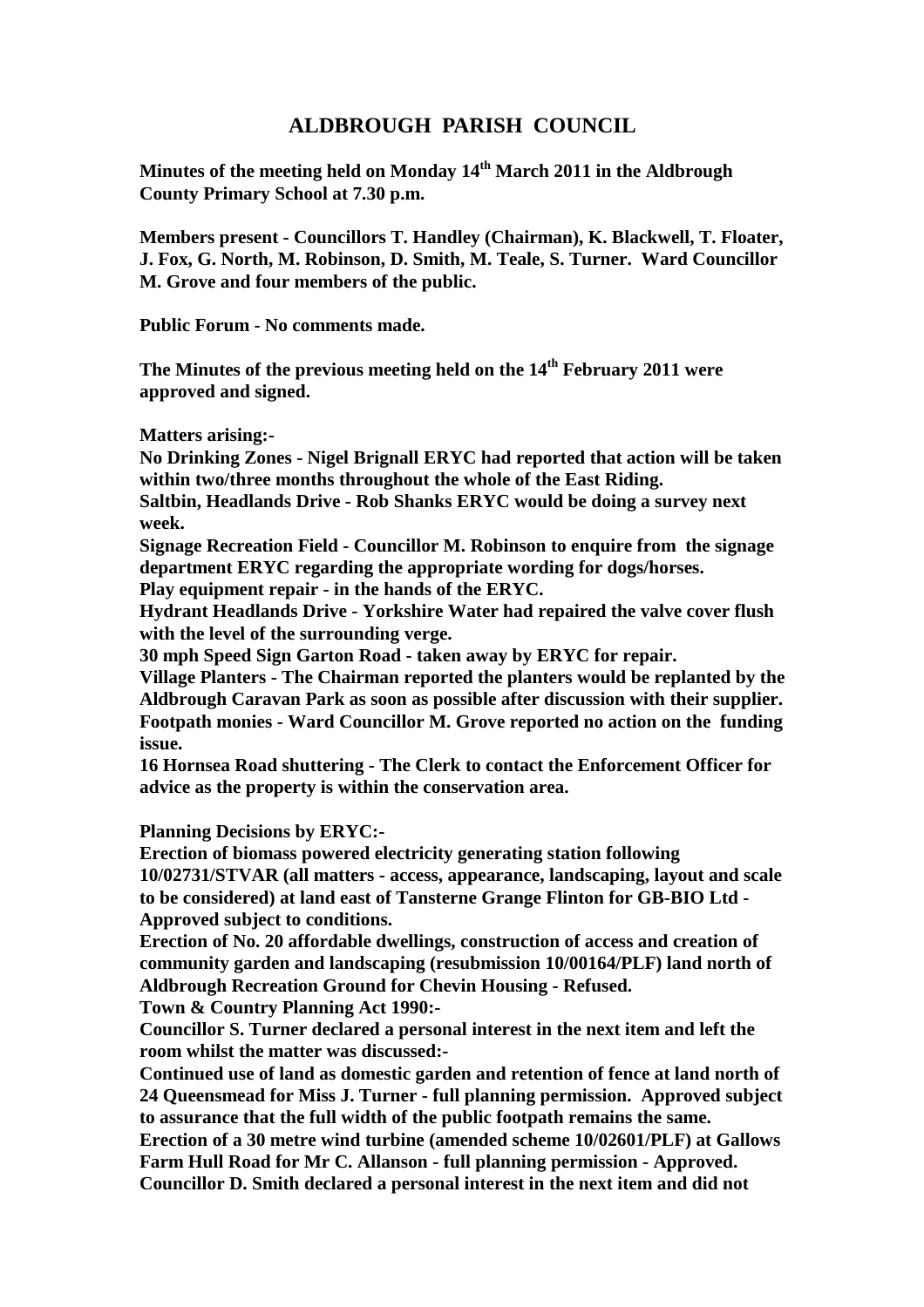# ALDBROUGH PARISH COUNCIL

**Minutes of the meeting held on Monday 14th March 2011 in the Aldbrough County Primary School at 7.30 p.m.**

**Members present - Councillors T. Handley (Chairman), K. Blackwell, T. Floater, J. Fox, G. North, M. Robinson, D. Smith, M. Teale, S. Turner. Ward Councillor M. Grove and four members of the public.**

**Public Forum - No comments made.**

**The Minutes of the previous meeting held on the 14th February 2011 were approved and signed.**

**Matters arising:-**

**No Drinking Zones - Nigel Brignall ERYC had reported that action will be taken within two/three months throughout the whole of the East Riding.**

**Saltbin, Headlands Drive - Rob Shanks ERYC would be doing a survey next week.**

**Signage Recreation Field - Councillor M. Robinson to enquire from the signage department ERYC regarding the appropriate wording for dogs/horses.**

**Play equipment repair - in the hands of the ERYC.**

**Hydrant Headlands Drive - Yorkshire Water had repaired the valve cover flush with the level of the surrounding verge.**

**30 mph Speed Sign Garton Road - taken away by ERYC for repair.**

**Village Planters - The Chairman reported the planters would be replanted by the Aldbrough Caravan Park as soon as possible after discussion with their supplier.**

**Footpath monies - Ward Councillor M. Grove reported no action on the funding issue.**

**16 Hornsea Road shuttering - The Clerk to contact the Enforcement Officer for advice as the property is within the conservation area.**

**Planning Decisions by ERYC:-**

**Erection of biomass powered electricity generating station following 10/02731/STVAR (all matters - access, appearance, landscaping, layout and scale to be considered) at land east of Tansterne Grange Flinton for GB-BIO Ltd - Approved subject to conditions.**

**Erection of No. 20 affordable dwellings, construction of access and creation of community garden and landscaping (resubmission 10/00164/PLF) land north of Aldbrough Recreation Ground for Chevin Housing - Refused.**

**Town & Country Planning Act 1990:-**

**Councillor S. Turner declared a personal interest in the next item and left the room whilst the matter was discussed:-**

**Continued use of land as domestic garden and retention of fence at land north of 24 Queensmead for Miss J. Turner - full planning permission. Approved subject to assurance that the full width of the public footpath remains the same.**

**Erection of a 30 metre wind turbine (amended scheme 10/02601/PLF) at Gallows Farm Hull Road for Mr C. Allanson - full planning permission - Approved.**

**Councillor D. Smith declared a personal interest in the next item and did not**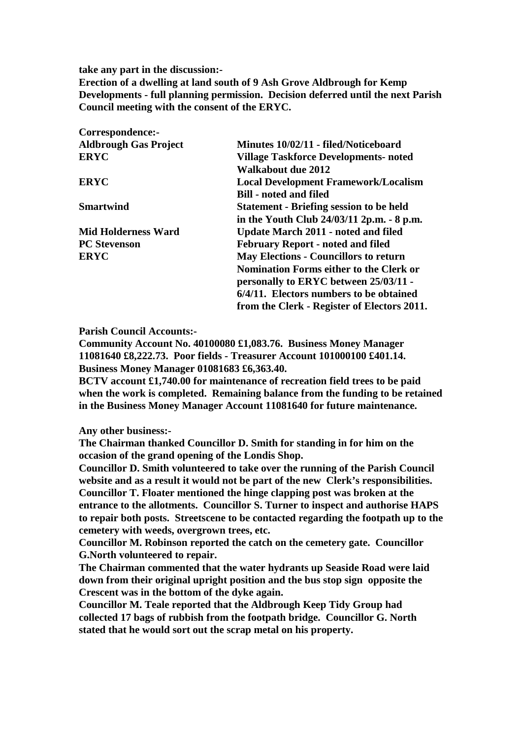**take any part in the discussion:-**
**Erection of a dwelling at land south of 9 Ash Grove Aldbrough for Kemp Developments - full planning permission. Decision deferred until the next Parish Council meeting with the consent of the ERYC.**

**Correspondence:-**

| | |
|---|---|
| **Aldbrough Gas Project** | **Minutes 10/02/11 - filed/Noticeboard** |
| **ERYC** | **Village Taskforce Developments- noted Walkabout due 2012** |
| **ERYC** | **Local Development Framework/Localism Bill - noted and filed** |
| **Smartwind** | **Statement - Briefing session to be held in the Youth Club 24/03/11 2p.m. - 8 p.m.** |
| **Mid Holderness Ward** | **Update March 2011 - noted and filed** |
| **PC Stevenson** | **February Report - noted and filed** |
| **ERYC** | **May Elections - Councillors to return Nomination Forms either to the Clerk or personally to ERYC between 25/03/11 - 6/4/11. Electors numbers to be obtained from the Clerk - Register of Electors 2011.** |

**Parish Council Accounts:-**
**Community Account No. 40100080 £1,083.76. Business Money Manager 11081640 £8,222.73. Poor fields - Treasurer Account 101000100 £401.14. Business Money Manager 01081683 £6,363.40.**
**BCTV account £1,740.00 for maintenance of recreation field trees to be paid when the work is completed. Remaining balance from the funding to be retained in the Business Money Manager Account 11081640 for future maintenance.**

**Any other business:-**
**The Chairman thanked Councillor D. Smith for standing in for him on the occasion of the grand opening of the Londis Shop.**
**Councillor D. Smith volunteered to take over the running of the Parish Council website and as a result it would not be part of the new Clerk's responsibilities.**
**Councillor T. Floater mentioned the hinge clapping post was broken at the entrance to the allotments. Councillor S. Turner to inspect and authorise HAPS to repair both posts. Streetscene to be contacted regarding the footpath up to the cemetery with weeds, overgrown trees, etc.**
**Councillor M. Robinson reported the catch on the cemetery gate. Councillor G.North volunteered to repair.**
**The Chairman commented that the water hydrants up Seaside Road were laid down from their original upright position and the bus stop sign opposite the Crescent was in the bottom of the dyke again.**
**Councillor M. Teale reported that the Aldbrough Keep Tidy Group had collected 17 bags of rubbish from the footpath bridge. Councillor G. North stated that he would sort out the scrap metal on his property.**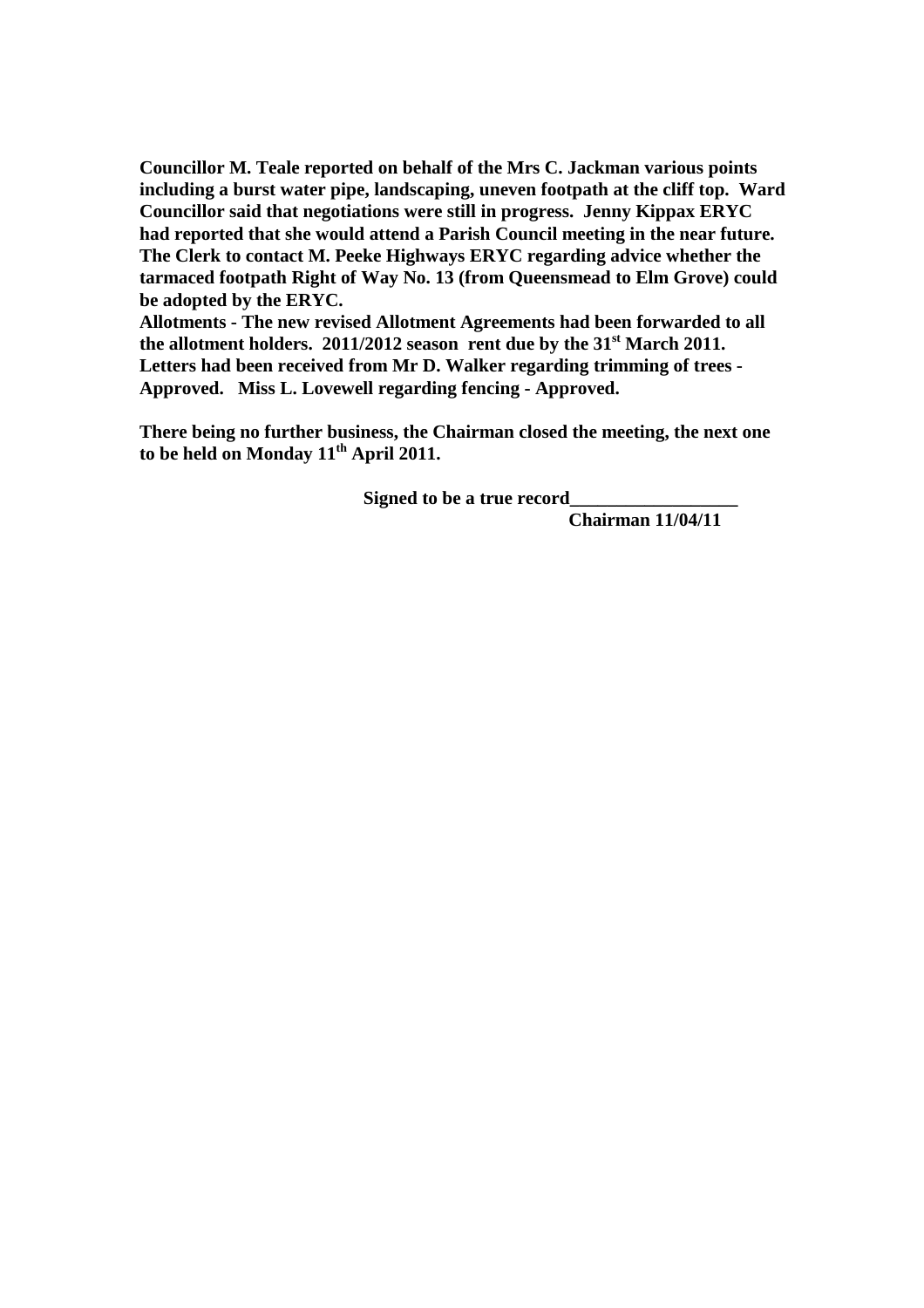**Councillor M. Teale reported on behalf of the Mrs C. Jackman various points including a burst water pipe, landscaping, uneven footpath at the cliff top. Ward Councillor said that negotiations were still in progress. Jenny Kippax ERYC had reported that she would attend a Parish Council meeting in the near future. The Clerk to contact M. Peeke Highways ERYC regarding advice whether the tarmaced footpath Right of Way No. 13 (from Queensmead to Elm Grove) could be adopted by the ERYC.**

**Allotments - The new revised Allotment Agreements had been forwarded to all the allotment holders. 2011/2012 season rent due by the 31st March 2011. Letters had been received from Mr D. Walker regarding trimming of trees - Approved. Miss L. Lovewell regarding fencing - Approved.**

**There being no further business, the Chairman closed the meeting, the next one to be held on Monday 11th April 2011.**

**Signed to be a true record__________________**

**Chairman 11/04/11**